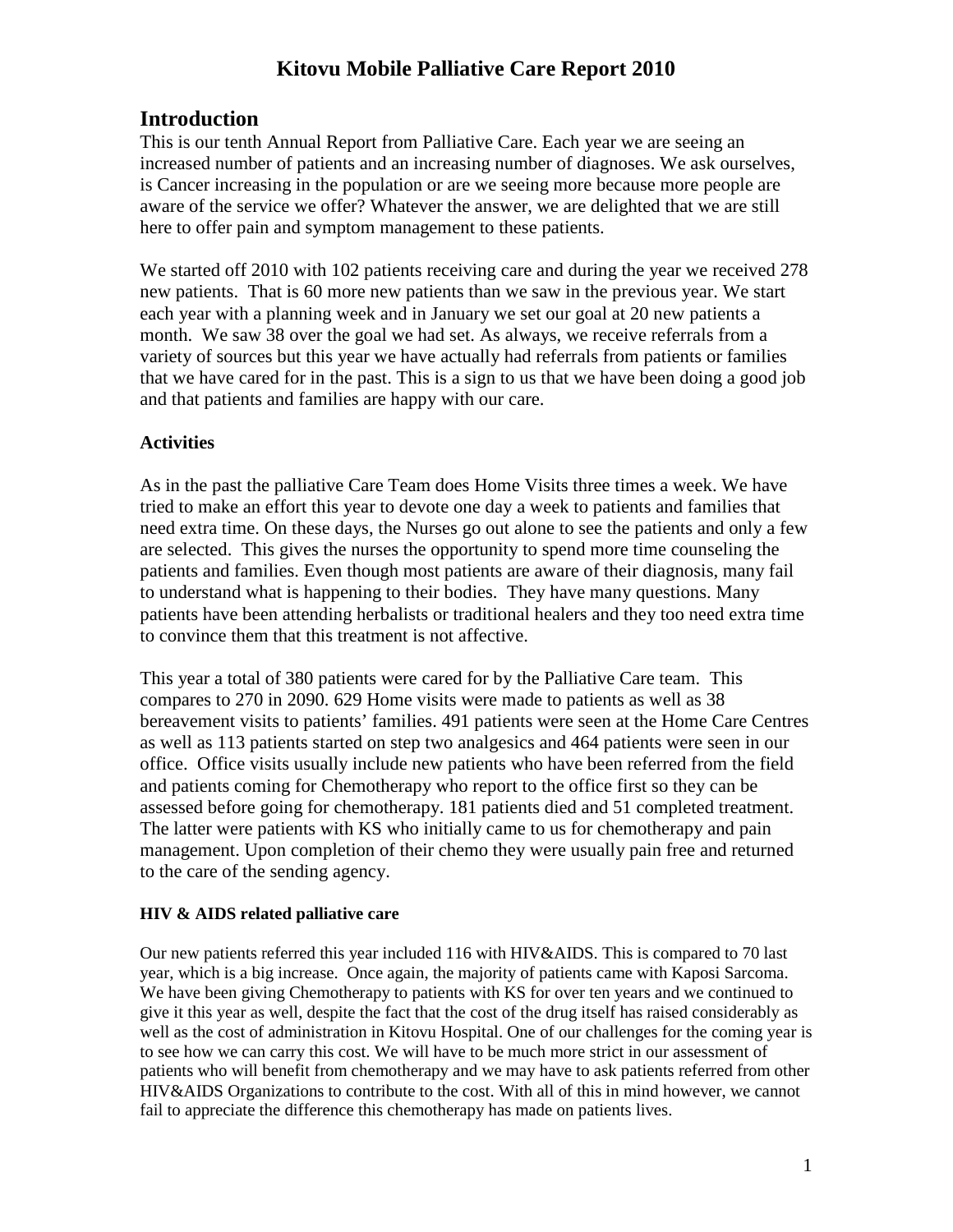# Kitovu Mobile Palliative Care Report 2010

## Introduction

This is our tenth Annual Report from Palliative Care. Each year we are seeing an increased number of patients and an increasing number of diagnoses. We ask ourselves, is Cancer increasing in the population or are we seeing more because more people are aware of the service we offer? Whatever the answer, we are delighted that we are still here to offer pain and symptom management to these patients.

We started off 2010 with 102 patients receiving care and during the year we received 278 new patients. That is 60 more new patients than we saw in the previous year. We start each year with a planning week and in January we set our goal at 20 new patients a month. We saw 38 over the goal we had set. As always, we receive referrals from a variety of sources but this year we have actually had referrals from patients or families that we have cared for in the past. This is a sign to us that we have been doing a good job and that patients and families are happy with our care.

### Activities

As in the past the palliative Care Team does Home Visits three times a week. We have tried to make an effort this year to devote one day a week to patients and families that need extra time. On these days, the Nurses go out alone to see the patients and only a few are selected. This gives the nurses the opportunity to spend more time counseling the patients and families. Even though most patients are aware of their diagnosis, many fail to understand what is happening to their bodies. They have many questions. Many patients have been attending herbalists or traditional healers and they too need extra time to convince them that this treatment is not affective.

This year a total of 380 patients were cared for by the Palliative Care team. This compares to 270 in 2090. 629 Home visits were made to patients as well as 38 bereavement visits to patients' families. 491 patients were seen at the Home Care Centres as well as 113 patients started on step two analgesics and 464 patients were seen in our office. Office visits usually include new patients who have been referred from the field and patients coming for Chemotherapy who report to the office first so they can be assessed before going for chemotherapy. 181 patients died and 51 completed treatment. The latter were patients with KS who initially came to us for chemotherapy and pain management. Upon completion of their chemo they were usually pain free and returned to the care of the sending agency.

#### HIV & AIDS related palliative care

Our new patients referred this year included 116 with HIV&AIDS. This is compared to 70 last year, which is a big increase. Once again, the majority of patients came with Kaposi Sarcoma. We have been giving Chemotherapy to patients with KS for over ten years and we continued to give it this year as well, despite the fact that the cost of the drug itself has raised considerably as well as the cost of administration in Kitovu Hospital. One of our challenges for the coming year is to see how we can carry this cost. We will have to be much more strict in our assessment of patients who will benefit from chemotherapy and we may have to ask patients referred from other HIV&AIDS Organizations to contribute to the cost. With all of this in mind however, we cannot fail to appreciate the difference this chemotherapy has made on patients lives.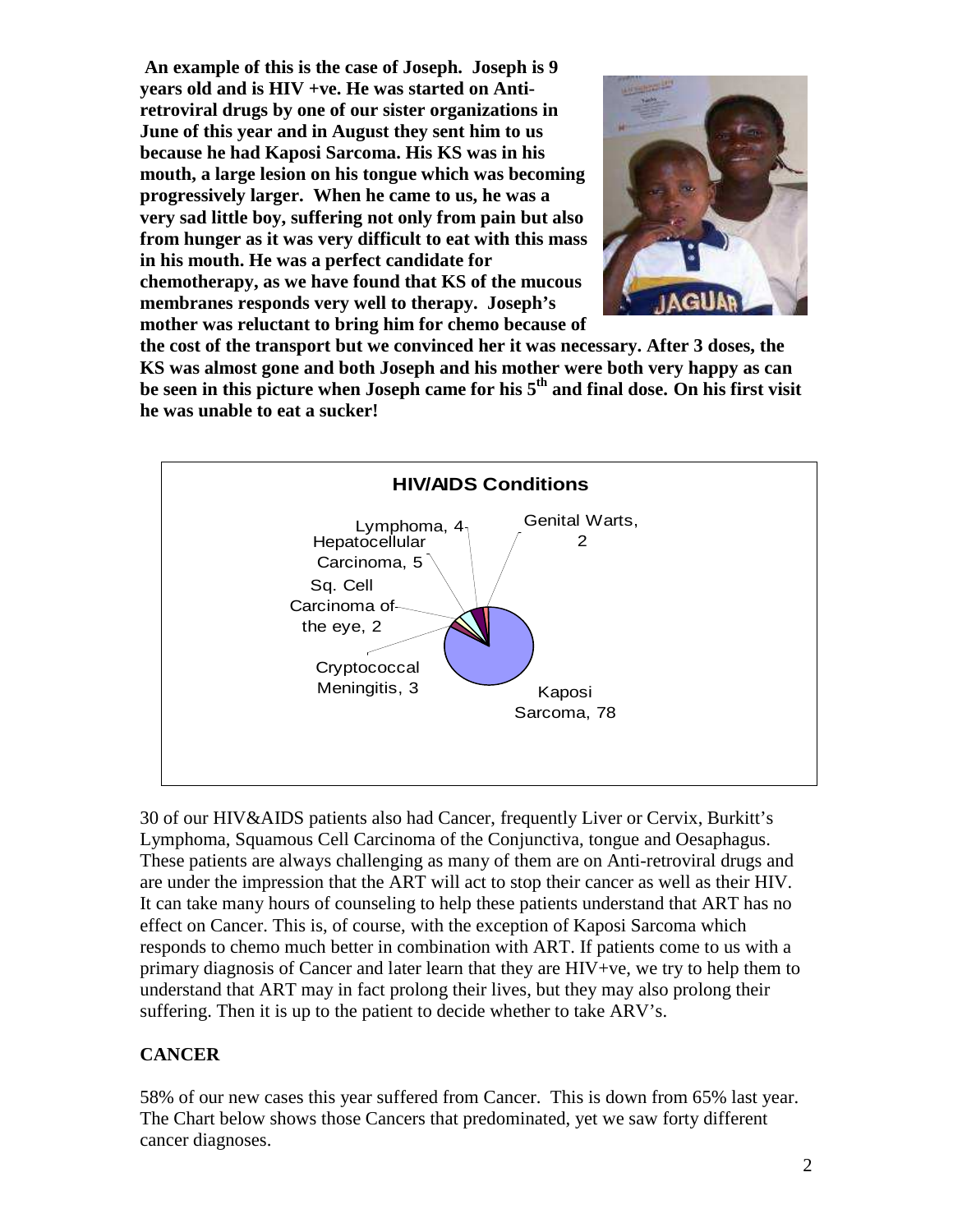**An example of this is the case of Joseph. Joseph is 9 years old and is HIV +ve. He was started on Anti-retroviral drugs by one of our sister organizations in June of this year and in August they sent him to us because he had Kaposi Sarcoma. His KS was in his mouth, a large lesion on his tongue which was becoming progressively larger. When he came to us, he was a very sad little boy, suffering not only from pain but also from hunger as it was very difficult to eat with this mass in his mouth. He was a perfect candidate for chemotherapy, as we have found that KS of the mucous membranes responds very well to therapy. Joseph's mother was reluctant to bring him for chemo because of the cost of the transport but we convinced her it was necessary. After 3 doses, the KS was almost gone and both Joseph and his mother were both very happy as can be seen in this picture when Joseph came for his 5th and final dose. On his first visit he was unable to eat a sucker!**

**HIV/AIDS Conditions**

| Condition | Number |
|---|---|
| Kaposi Sarcoma | 78 |
| Cryptococcal Meningitis | 3 |
| Sq. Cell Carcinoma of the eye | 2 |
| Hepatocellular Carcinoma | 5 |
| Lymphoma | 4 |
| Genital Warts | 2 |

30 of our HIV&AIDS patients also had Cancer, frequently Liver or Cervix, Burkitt's Lymphoma, Squamous Cell Carcinoma of the Conjunctiva, tongue and Oesaphagus. These patients are always challenging as many of them are on Anti-retroviral drugs and are under the impression that the ART will act to stop their cancer as well as their HIV. It can take many hours of counseling to help these patients understand that ART has no effect on Cancer. This is, of course, with the exception of Kaposi Sarcoma which responds to chemo much better in combination with ART. If patients come to us with a primary diagnosis of Cancer and later learn that they are HIV+ve, we try to help them to understand that ART may in fact prolong their lives, but they may also prolong their suffering. Then it is up to the patient to decide whether to take ARV's.

## CANCER

58% of our new cases this year suffered from Cancer. This is down from 65% last year. The Chart below shows those Cancers that predominated, yet we saw forty different cancer diagnoses.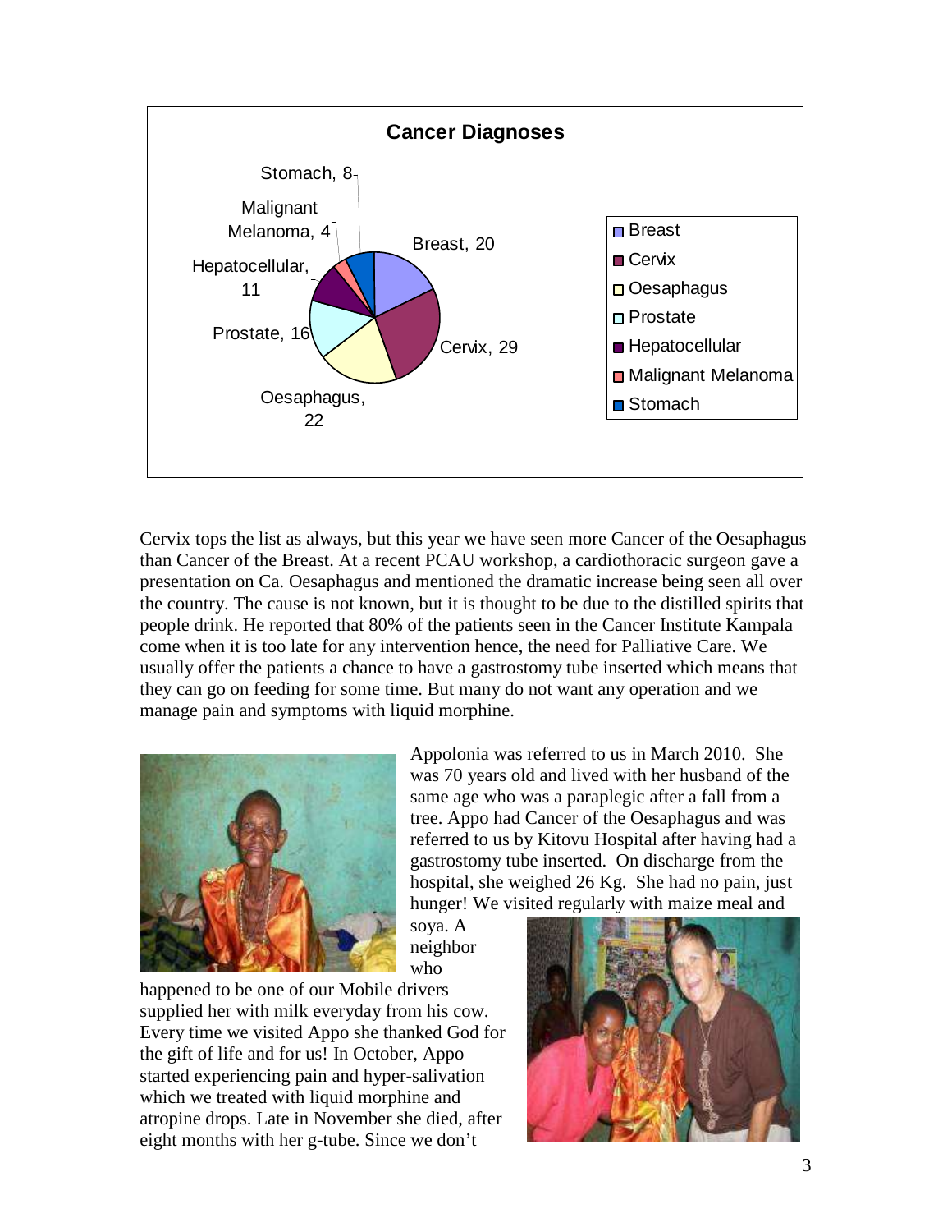**Cancer Diagnoses**

| Diagnosis | Count |
|---|---|
| Breast | 20 |
| Cervix | 29 |
| Oesaphagus | 22 |
| Prostate | 16 |
| Hepatocellular | 11 |
| Malignant Melanoma | 4 |
| Stomach | 8 |

Cervix tops the list as always, but this year we have seen more Cancer of the Oesaphagus than Cancer of the Breast. At a recent PCAU workshop, a cardiothoracic surgeon gave a presentation on Ca. Oesaphagus and mentioned the dramatic increase being seen all over the country. The cause is not known, but it is thought to be due to the distilled spirits that people drink. He reported that 80% of the patients seen in the Cancer Institute Kampala come when it is too late for any intervention hence, the need for Palliative Care. We usually offer the patients a chance to have a gastrostomy tube inserted which means that they can go on feeding for some time. But many do not want any operation and we manage pain and symptoms with liquid morphine.

Appolonia was referred to us in March 2010. She was 70 years old and lived with her husband of the same age who was a paraplegic after a fall from a tree. Appo had Cancer of the Oesaphagus and was referred to us by Kitovu Hospital after having had a gastrostomy tube inserted. On discharge from the hospital, she weighed 26 Kg. She had no pain, just hunger! We visited regularly with maize meal and soya. A neighbor who happened to be one of our Mobile drivers supplied her with milk everyday from his cow. Every time we visited Appo she thanked God for the gift of life and for us! In October, Appo started experiencing pain and hyper-salivation which we treated with liquid morphine and atropine drops. Late in November she died, after eight months with her g-tube. Since we don't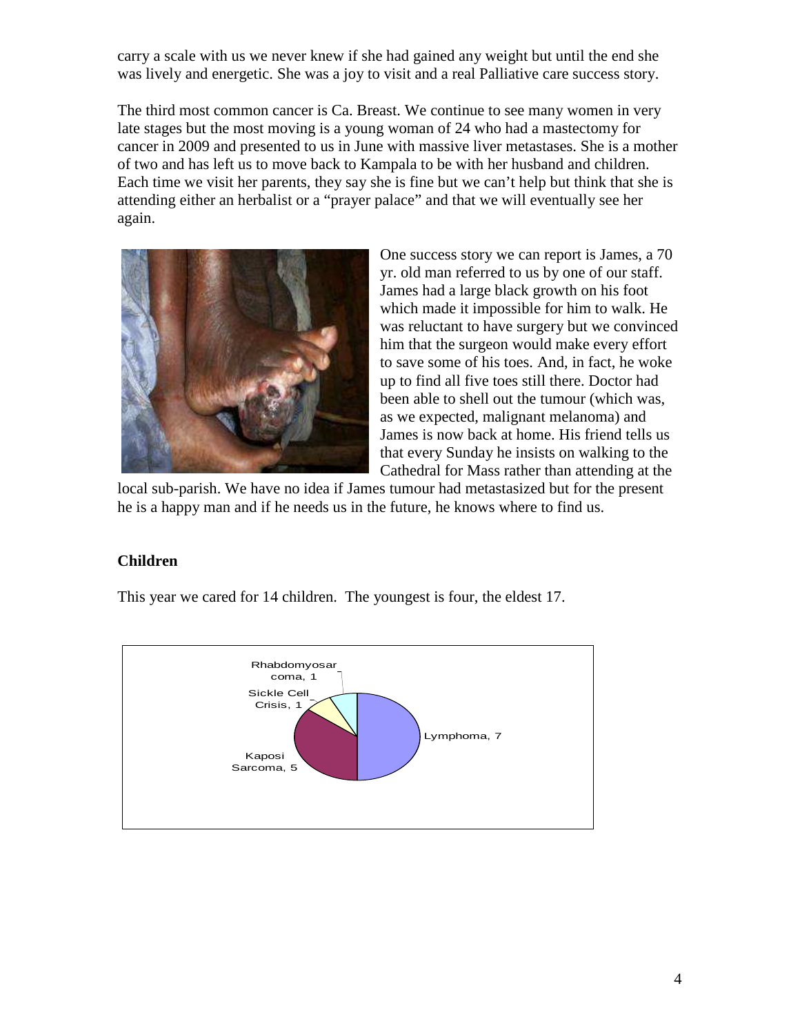carry a scale with us we never knew if she had gained any weight but until the end she was lively and energetic. She was a joy to visit and a real Palliative care success story.

The third most common cancer is Ca. Breast. We continue to see many women in very late stages but the most moving is a young woman of 24 who had a mastectomy for cancer in 2009 and presented to us in June with massive liver metastases. She is a mother of two and has left us to move back to Kampala to be with her husband and children. Each time we visit her parents, they say she is fine but we can't help but think that she is attending either an herbalist or a "prayer palace" and that we will eventually see her again.

One success story we can report is James, a 70 yr. old man referred to us by one of our staff. James had a large black growth on his foot which made it impossible for him to walk. He was reluctant to have surgery but we convinced him that the surgeon would make every effort to save some of his toes. And, in fact, he woke up to find all five toes still there. Doctor had been able to shell out the tumour (which was, as we expected, malignant melanoma) and James is now back at home. His friend tells us that every Sunday he insists on walking to the Cathedral for Mass rather than attending at the local sub-parish. We have no idea if James tumour had metastasized but for the present he is a happy man and if he needs us in the future, he knows where to find us.

### Children

This year we cared for 14 children. The youngest is four, the eldest 17.

| Diagnosis | Number |
|---|---|
| Lymphoma | 7 |
| Kaposi Sarcoma | 5 |
| Sickle Cell Crisis | 1 |
| Rhabdomyosarcoma | 1 |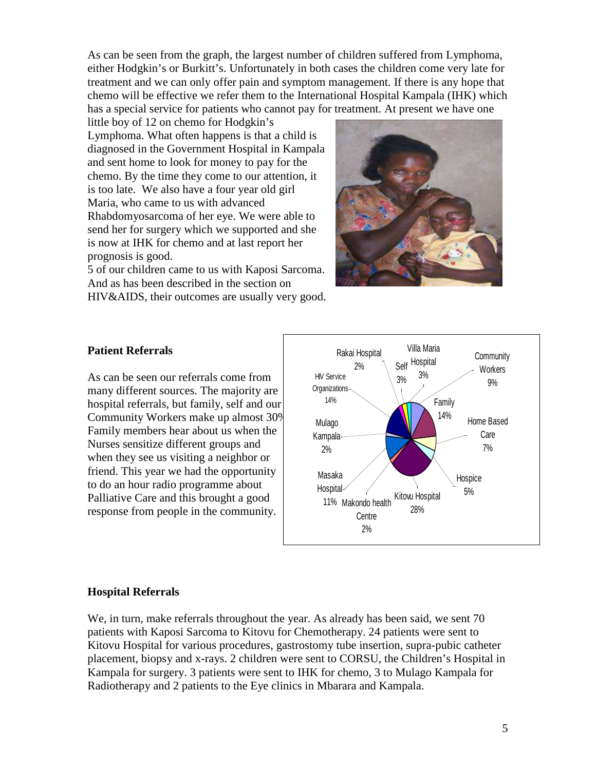As can be seen from the graph, the largest number of children suffered from Lymphoma, either Hodgkin's or Burkitt's. Unfortunately in both cases the children come very late for treatment and we can only offer pain and symptom management. If there is any hope that chemo will be effective we refer them to the International Hospital Kampala (IHK) which has a special service for patients who cannot pay for treatment. At present we have one little boy of 12 on chemo for Hodgkin's Lymphoma. What often happens is that a child is diagnosed in the Government Hospital in Kampala and sent home to look for money to pay for the chemo. By the time they come to our attention, it is too late. We also have a four year old girl Maria, who came to us with advanced Rhabdomyosarcoma of her eye. We were able to send her for surgery which we supported and she is now at IHK for chemo and at last report her prognosis is good.

5 of our children came to us with Kaposi Sarcoma. And as has been described in the section on HIV&AIDS, their outcomes are usually very good.

## Patient Referrals

As can be seen our referrals come from many different sources. The majority are hospital referrals, but family, self and our Community Workers make up almost 30% Family members hear about us when the Nurses sensitize different groups and when they see us visiting a neighbor or friend. This year we had the opportunity to do an hour radio programme about Palliative Care and this brought a good response from people in the community.

| Referral source | % |
|---|---|
| Rakai Hospital | 2% |
| Self | 3% |
| Villa Maria Hospital | 3% |
| Community Workers | 9% |
| Family | 14% |
| Home Based Care | 7% |
| Hospice | 5% |
| Kitovu Hospital | 28% |
| Makondo health Centre | 2% |
| Masaka Hospital | 11% |
| Mulago Kampala | 2% |
| HIV Service Organizations | 14% |

## Hospital Referrals

We, in turn, make referrals throughout the year. As already has been said, we sent 70 patients with Kaposi Sarcoma to Kitovu for Chemotherapy. 24 patients were sent to Kitovu Hospital for various procedures, gastrostomy tube insertion, supra-pubic catheter placement, biopsy and x-rays. 2 children were sent to CORSU, the Children's Hospital in Kampala for surgery. 3 patients were sent to IHK for chemo, 3 to Mulago Kampala for Radiotherapy and 2 patients to the Eye clinics in Mbarara and Kampala.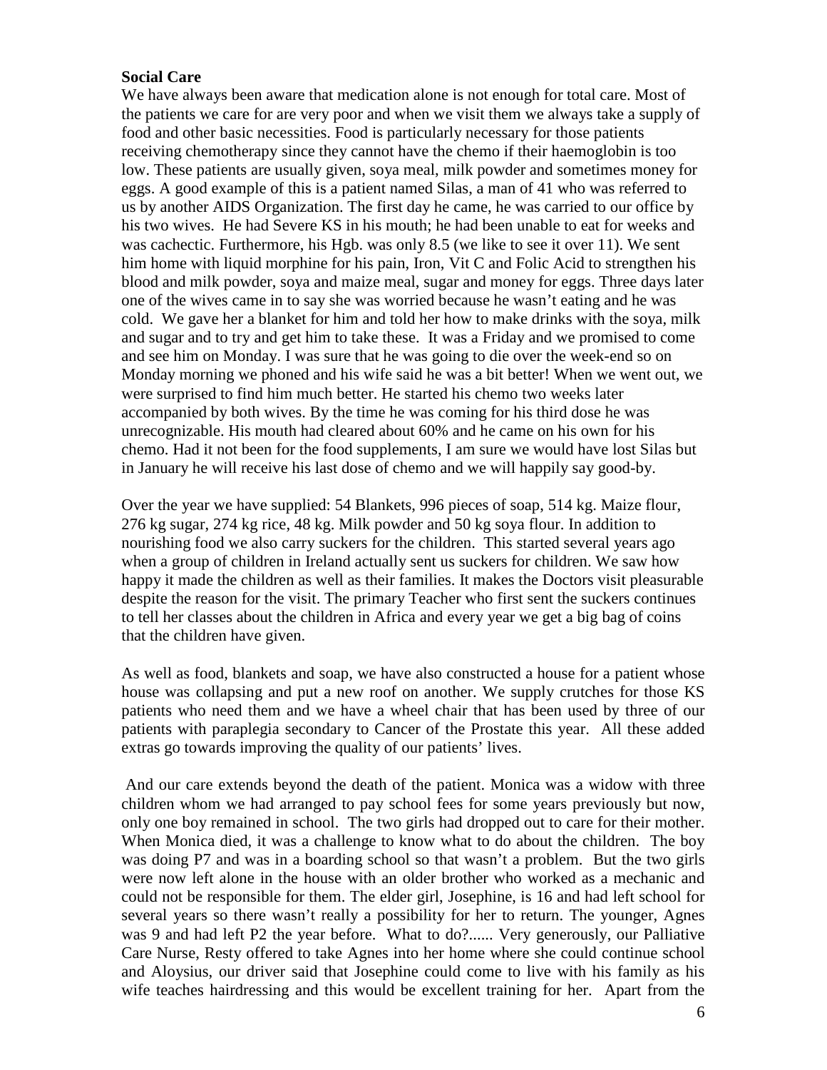**Social Care**

We have always been aware that medication alone is not enough for total care. Most of the patients we care for are very poor and when we visit them we always take a supply of food and other basic necessities. Food is particularly necessary for those patients receiving chemotherapy since they cannot have the chemo if their haemoglobin is too low. These patients are usually given, soya meal, milk powder and sometimes money for eggs. A good example of this is a patient named Silas, a man of 41 who was referred to us by another AIDS Organization. The first day he came, he was carried to our office by his two wives. He had Severe KS in his mouth; he had been unable to eat for weeks and was cachectic. Furthermore, his Hgb. was only 8.5 (we like to see it over 11). We sent him home with liquid morphine for his pain, Iron, Vit C and Folic Acid to strengthen his blood and milk powder, soya and maize meal, sugar and money for eggs. Three days later one of the wives came in to say she was worried because he wasn't eating and he was cold. We gave her a blanket for him and told her how to make drinks with the soya, milk and sugar and to try and get him to take these. It was a Friday and we promised to come and see him on Monday. I was sure that he was going to die over the week-end so on Monday morning we phoned and his wife said he was a bit better! When we went out, we were surprised to find him much better. He started his chemo two weeks later accompanied by both wives. By the time he was coming for his third dose he was unrecognizable. His mouth had cleared about 60% and he came on his own for his chemo. Had it not been for the food supplements, I am sure we would have lost Silas but in January he will receive his last dose of chemo and we will happily say good-by.

Over the year we have supplied: 54 Blankets, 996 pieces of soap, 514 kg. Maize flour, 276 kg sugar, 274 kg rice, 48 kg. Milk powder and 50 kg soya flour. In addition to nourishing food we also carry suckers for the children. This started several years ago when a group of children in Ireland actually sent us suckers for children. We saw how happy it made the children as well as their families. It makes the Doctors visit pleasurable despite the reason for the visit. The primary Teacher who first sent the suckers continues to tell her classes about the children in Africa and every year we get a big bag of coins that the children have given.

As well as food, blankets and soap, we have also constructed a house for a patient whose house was collapsing and put a new roof on another. We supply crutches for those KS patients who need them and we have a wheel chair that has been used by three of our patients with paraplegia secondary to Cancer of the Prostate this year. All these added extras go towards improving the quality of our patients' lives.

And our care extends beyond the death of the patient. Monica was a widow with three children whom we had arranged to pay school fees for some years previously but now, only one boy remained in school. The two girls had dropped out to care for their mother. When Monica died, it was a challenge to know what to do about the children. The boy was doing P7 and was in a boarding school so that wasn't a problem. But the two girls were now left alone in the house with an older brother who worked as a mechanic and could not be responsible for them. The elder girl, Josephine, is 16 and had left school for several years so there wasn't really a possibility for her to return. The younger, Agnes was 9 and had left P2 the year before. What to do?...... Very generously, our Palliative Care Nurse, Resty offered to take Agnes into her home where she could continue school and Aloysius, our driver said that Josephine could come to live with his family as his wife teaches hairdressing and this would be excellent training for her. Apart from the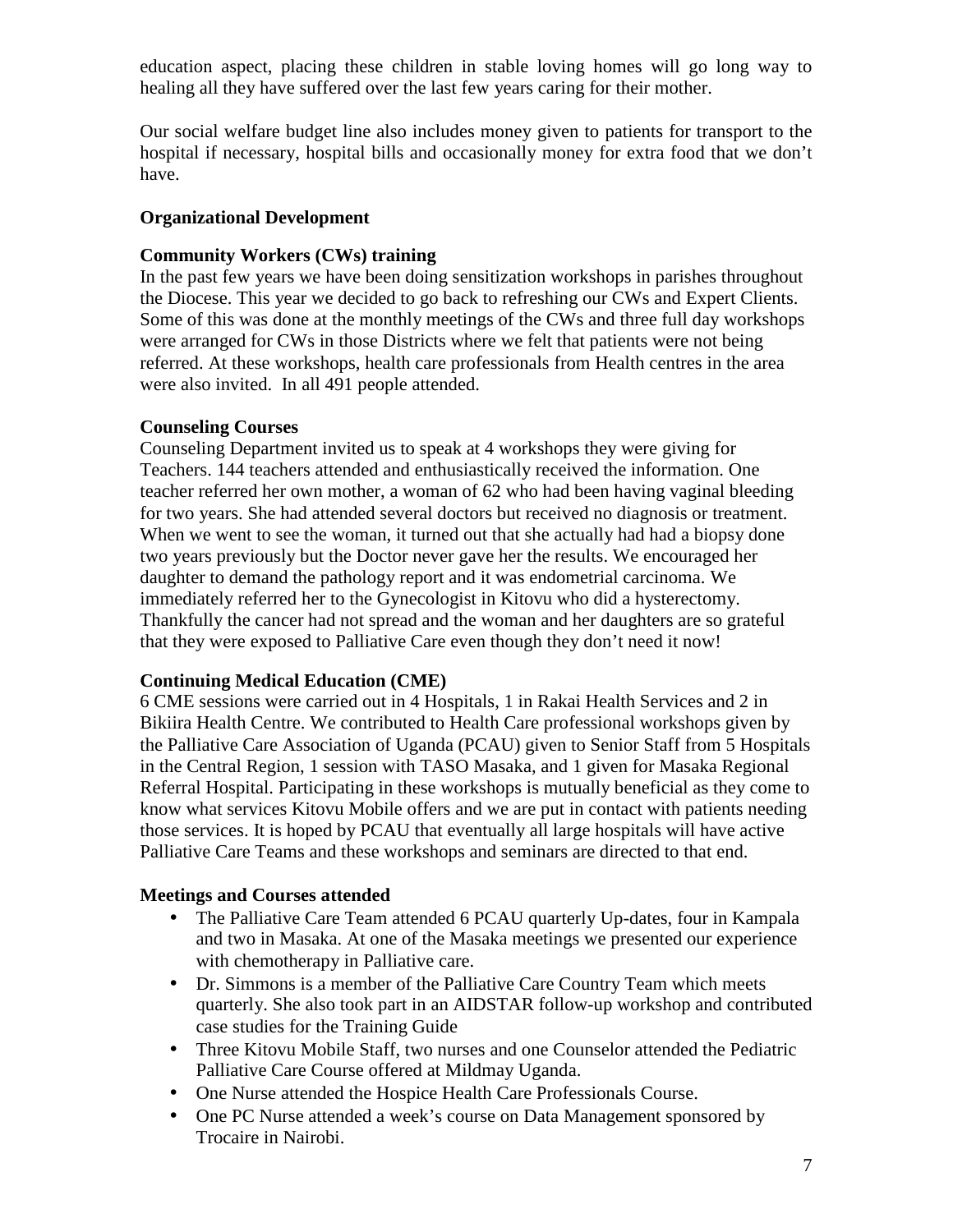education aspect, placing these children in stable loving homes will go long way to healing all they have suffered over the last few years caring for their mother.

Our social welfare budget line also includes money given to patients for transport to the hospital if necessary, hospital bills and occasionally money for extra food that we don't have.

**Organizational Development**

**Community Workers (CWs) training**

In the past few years we have been doing sensitization workshops in parishes throughout the Diocese. This year we decided to go back to refreshing our CWs and Expert Clients. Some of this was done at the monthly meetings of the CWs and three full day workshops were arranged for CWs in those Districts where we felt that patients were not being referred. At these workshops, health care professionals from Health centres in the area were also invited. In all 491 people attended.

**Counseling Courses**

Counseling Department invited us to speak at 4 workshops they were giving for Teachers. 144 teachers attended and enthusiastically received the information. One teacher referred her own mother, a woman of 62 who had been having vaginal bleeding for two years. She had attended several doctors but received no diagnosis or treatment. When we went to see the woman, it turned out that she actually had had a biopsy done two years previously but the Doctor never gave her the results. We encouraged her daughter to demand the pathology report and it was endometrial carcinoma. We immediately referred her to the Gynecologist in Kitovu who did a hysterectomy. Thankfully the cancer had not spread and the woman and her daughters are so grateful that they were exposed to Palliative Care even though they don't need it now!

**Continuing Medical Education (CME)**

6 CME sessions were carried out in 4 Hospitals, 1 in Rakai Health Services and 2 in Bikiira Health Centre. We contributed to Health Care professional workshops given by the Palliative Care Association of Uganda (PCAU) given to Senior Staff from 5 Hospitals in the Central Region, 1 session with TASO Masaka, and 1 given for Masaka Regional Referral Hospital. Participating in these workshops is mutually beneficial as they come to know what services Kitovu Mobile offers and we are put in contact with patients needing those services. It is hoped by PCAU that eventually all large hospitals will have active Palliative Care Teams and these workshops and seminars are directed to that end.

**Meetings and Courses attended**

- The Palliative Care Team attended 6 PCAU quarterly Up-dates, four in Kampala and two in Masaka. At one of the Masaka meetings we presented our experience with chemotherapy in Palliative care.
- Dr. Simmons is a member of the Palliative Care Country Team which meets quarterly. She also took part in an AIDSTAR follow-up workshop and contributed case studies for the Training Guide
- Three Kitovu Mobile Staff, two nurses and one Counselor attended the Pediatric Palliative Care Course offered at Mildmay Uganda.
- One Nurse attended the Hospice Health Care Professionals Course.
- One PC Nurse attended a week's course on Data Management sponsored by Trocaire in Nairobi.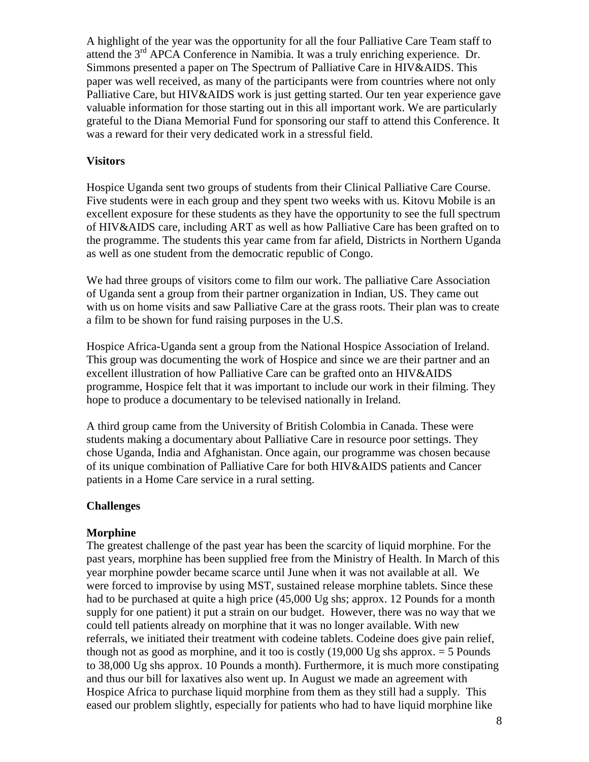A highlight of the year was the opportunity for all the four Palliative Care Team staff to attend the 3rd APCA Conference in Namibia. It was a truly enriching experience. Dr. Simmons presented a paper on The Spectrum of Palliative Care in HIV&AIDS. This paper was well received, as many of the participants were from countries where not only Palliative Care, but HIV&AIDS work is just getting started. Our ten year experience gave valuable information for those starting out in this all important work. We are particularly grateful to the Diana Memorial Fund for sponsoring our staff to attend this Conference. It was a reward for their very dedicated work in a stressful field.

**Visitors**

Hospice Uganda sent two groups of students from their Clinical Palliative Care Course. Five students were in each group and they spent two weeks with us. Kitovu Mobile is an excellent exposure for these students as they have the opportunity to see the full spectrum of HIV&AIDS care, including ART as well as how Palliative Care has been grafted on to the programme. The students this year came from far afield, Districts in Northern Uganda as well as one student from the democratic republic of Congo.

We had three groups of visitors come to film our work. The palliative Care Association of Uganda sent a group from their partner organization in Indian, US. They came out with us on home visits and saw Palliative Care at the grass roots. Their plan was to create a film to be shown for fund raising purposes in the U.S.

Hospice Africa-Uganda sent a group from the National Hospice Association of Ireland. This group was documenting the work of Hospice and since we are their partner and an excellent illustration of how Palliative Care can be grafted onto an HIV&AIDS programme, Hospice felt that it was important to include our work in their filming. They hope to produce a documentary to be televised nationally in Ireland.

A third group came from the University of British Colombia in Canada. These were students making a documentary about Palliative Care in resource poor settings. They chose Uganda, India and Afghanistan. Once again, our programme was chosen because of its unique combination of Palliative Care for both HIV&AIDS patients and Cancer patients in a Home Care service in a rural setting.

**Challenges**

**Morphine**

The greatest challenge of the past year has been the scarcity of liquid morphine. For the past years, morphine has been supplied free from the Ministry of Health. In March of this year morphine powder became scarce until June when it was not available at all. We were forced to improvise by using MST, sustained release morphine tablets. Since these had to be purchased at quite a high price (45,000 Ug shs; approx. 12 Pounds for a month supply for one patient) it put a strain on our budget. However, there was no way that we could tell patients already on morphine that it was no longer available. With new referrals, we initiated their treatment with codeine tablets. Codeine does give pain relief, though not as good as morphine, and it too is costly (19,000 Ug shs approx. = 5 Pounds to 38,000 Ug shs approx. 10 Pounds a month). Furthermore, it is much more constipating and thus our bill for laxatives also went up. In August we made an agreement with Hospice Africa to purchase liquid morphine from them as they still had a supply. This eased our problem slightly, especially for patients who had to have liquid morphine like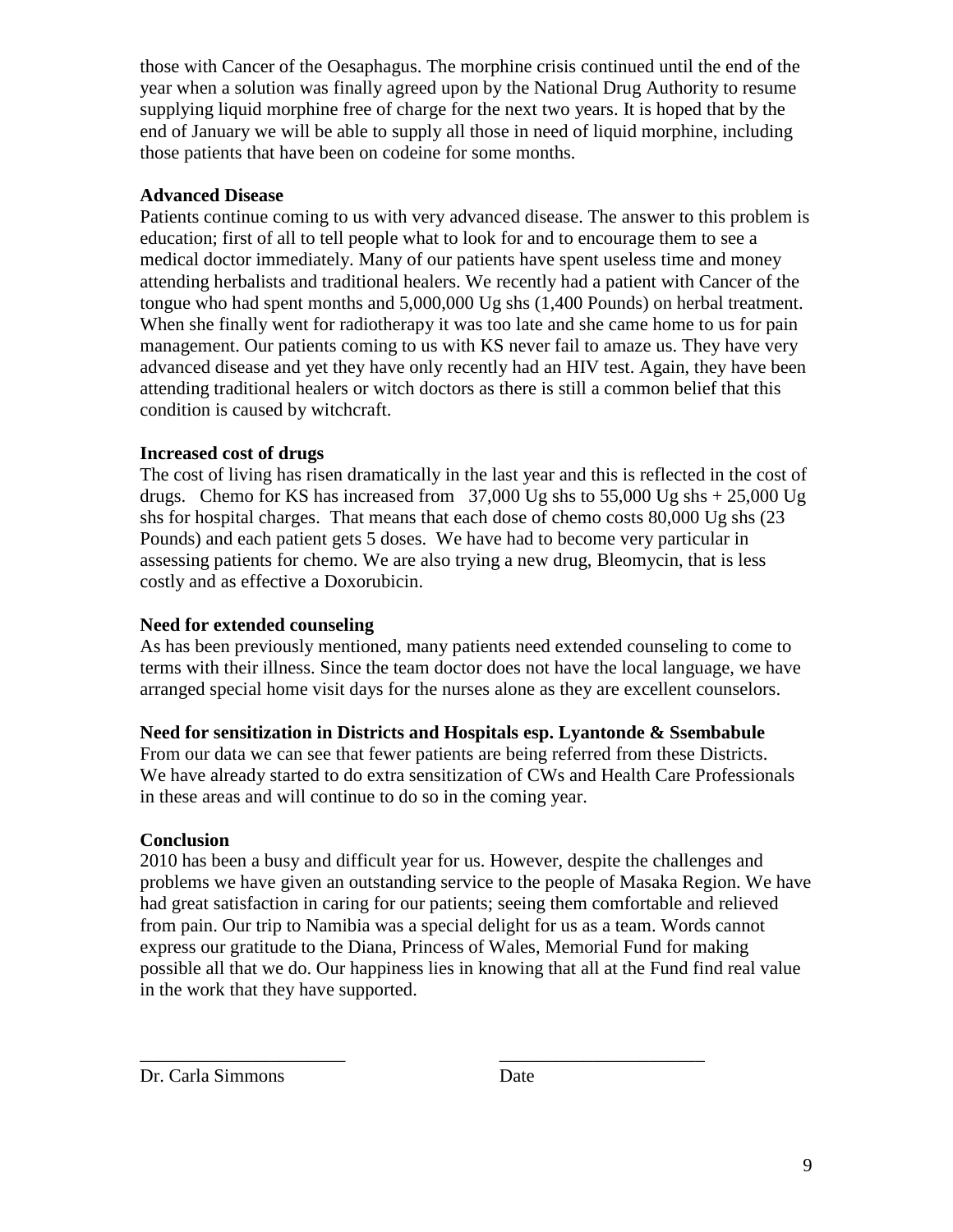those with Cancer of the Oesaphagus. The morphine crisis continued until the end of the year when a solution was finally agreed upon by the National Drug Authority to resume supplying liquid morphine free of charge for the next two years. It is hoped that by the end of January we will be able to supply all those in need of liquid morphine, including those patients that have been on codeine for some months.

**Advanced Disease**

Patients continue coming to us with very advanced disease. The answer to this problem is education; first of all to tell people what to look for and to encourage them to see a medical doctor immediately. Many of our patients have spent useless time and money attending herbalists and traditional healers. We recently had a patient with Cancer of the tongue who had spent months and 5,000,000 Ug shs (1,400 Pounds) on herbal treatment. When she finally went for radiotherapy it was too late and she came home to us for pain management. Our patients coming to us with KS never fail to amaze us. They have very advanced disease and yet they have only recently had an HIV test. Again, they have been attending traditional healers or witch doctors as there is still a common belief that this condition is caused by witchcraft.

**Increased cost of drugs**

The cost of living has risen dramatically in the last year and this is reflected in the cost of drugs. Chemo for KS has increased from 37,000 Ug shs to 55,000 Ug shs + 25,000 Ug shs for hospital charges. That means that each dose of chemo costs 80,000 Ug shs (23 Pounds) and each patient gets 5 doses. We have had to become very particular in assessing patients for chemo. We are also trying a new drug, Bleomycin, that is less costly and as effective a Doxorubicin.

**Need for extended counseling**

As has been previously mentioned, many patients need extended counseling to come to terms with their illness. Since the team doctor does not have the local language, we have arranged special home visit days for the nurses alone as they are excellent counselors.

**Need for sensitization in Districts and Hospitals esp. Lyantonde & Ssembabule**

From our data we can see that fewer patients are being referred from these Districts. We have already started to do extra sensitization of CWs and Health Care Professionals in these areas and will continue to do so in the coming year.

**Conclusion**

2010 has been a busy and difficult year for us. However, despite the challenges and problems we have given an outstanding service to the people of Masaka Region. We have had great satisfaction in caring for our patients; seeing them comfortable and relieved from pain. Our trip to Namibia was a special delight for us as a team. Words cannot express our gratitude to the Diana, Princess of Wales, Memorial Fund for making possible all that we do. Our happiness lies in knowing that all at the Fund find real value in the work that they have supported.

______________________ ______________________

Dr. Carla Simmons Date